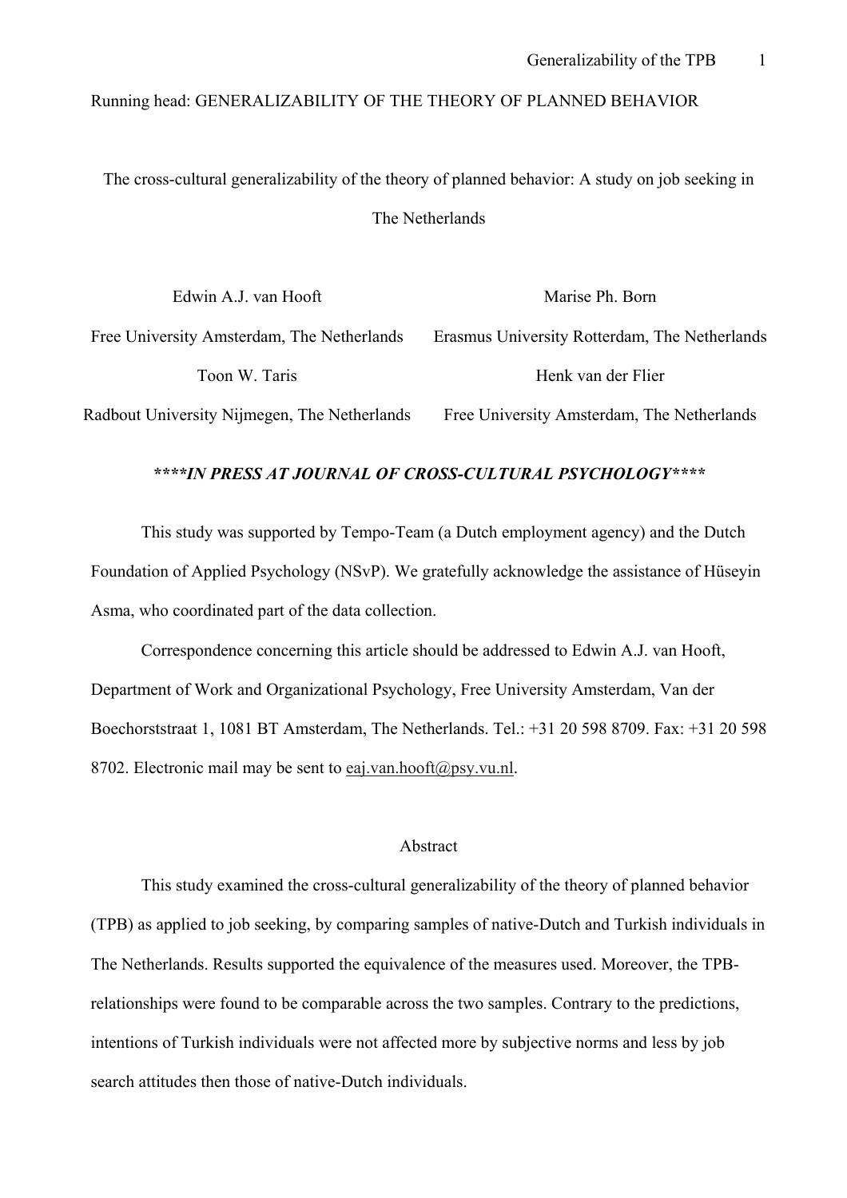Running head: GENERALIZABILITY OF THE THEORY OF PLANNED BEHAVIOR

# The cross-cultural generalizability of the theory of planned behavior: A study on job seeking in The Netherlands

Edwin A.J. van Hooft
Free University Amsterdam, The Netherlands

Marise Ph. Born
Erasmus University Rotterdam, The Netherlands

Toon W. Taris
Radbout University Nijmegen, The Netherlands

Henk van der Flier
Free University Amsterdam, The Netherlands

***\*\*\*\*IN PRESS AT JOURNAL OF CROSS-CULTURAL PSYCHOLOGY\*\*\*\****

This study was supported by Tempo-Team (a Dutch employment agency) and the Dutch Foundation of Applied Psychology (NSvP). We gratefully acknowledge the assistance of Hüseyin Asma, who coordinated part of the data collection.

Correspondence concerning this article should be addressed to Edwin A.J. van Hooft, Department of Work and Organizational Psychology, Free University Amsterdam, Van der Boechorststraat 1, 1081 BT Amsterdam, The Netherlands. Tel.: +31 20 598 8709. Fax: +31 20 598 8702. Electronic mail may be sent to eaj.van.hooft@psy.vu.nl.

## Abstract

This study examined the cross-cultural generalizability of the theory of planned behavior (TPB) as applied to job seeking, by comparing samples of native-Dutch and Turkish individuals in The Netherlands. Results supported the equivalence of the measures used. Moreover, the TPB-relationships were found to be comparable across the two samples. Contrary to the predictions, intentions of Turkish individuals were not affected more by subjective norms and less by job search attitudes then those of native-Dutch individuals.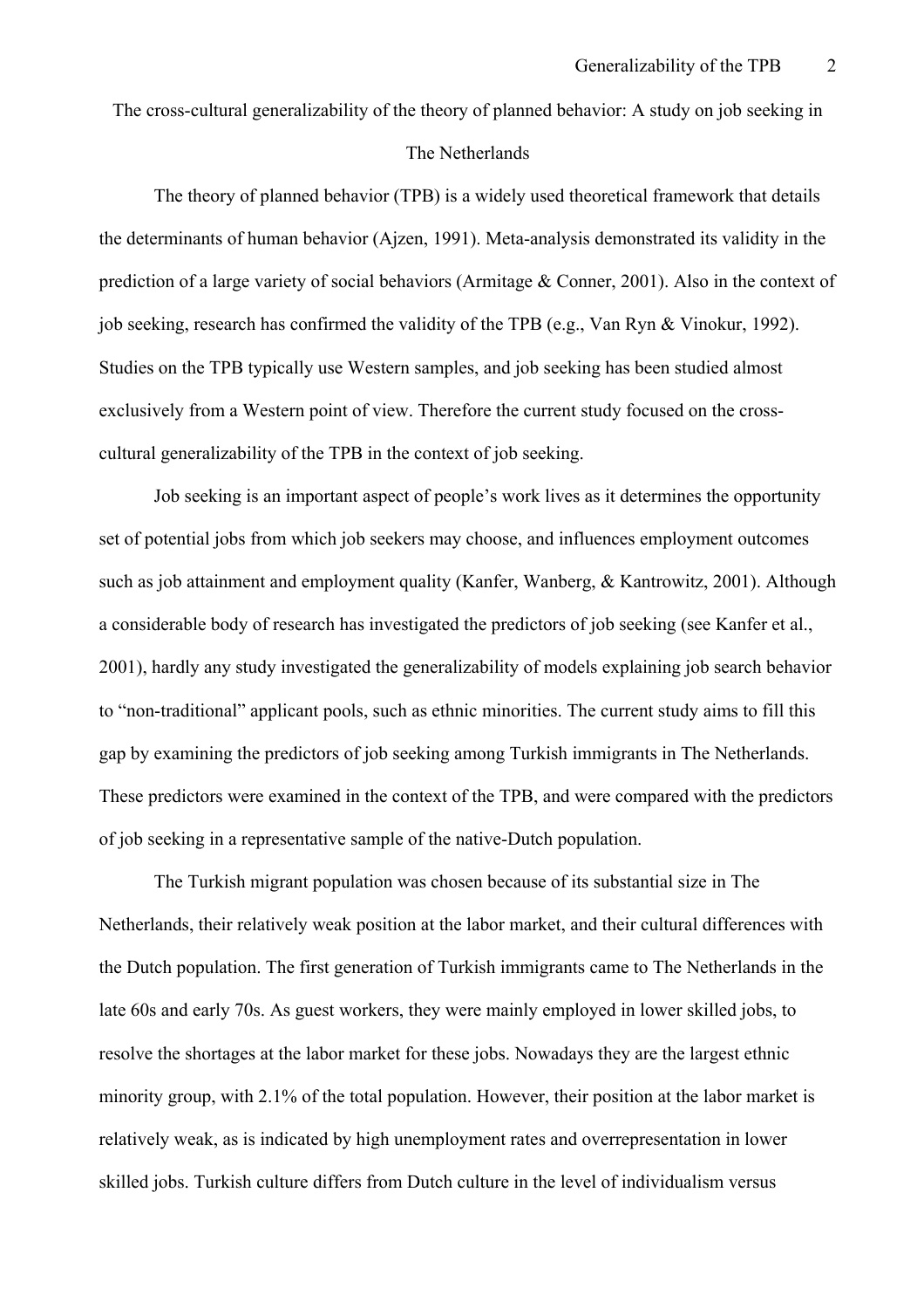# The cross-cultural generalizability of the theory of planned behavior: A study on job seeking in The Netherlands

The theory of planned behavior (TPB) is a widely used theoretical framework that details the determinants of human behavior (Ajzen, 1991). Meta-analysis demonstrated its validity in the prediction of a large variety of social behaviors (Armitage & Conner, 2001). Also in the context of job seeking, research has confirmed the validity of the TPB (e.g., Van Ryn & Vinokur, 1992). Studies on the TPB typically use Western samples, and job seeking has been studied almost exclusively from a Western point of view. Therefore the current study focused on the cross-cultural generalizability of the TPB in the context of job seeking.

Job seeking is an important aspect of people's work lives as it determines the opportunity set of potential jobs from which job seekers may choose, and influences employment outcomes such as job attainment and employment quality (Kanfer, Wanberg, & Kantrowitz, 2001). Although a considerable body of research has investigated the predictors of job seeking (see Kanfer et al., 2001), hardly any study investigated the generalizability of models explaining job search behavior to "non-traditional" applicant pools, such as ethnic minorities. The current study aims to fill this gap by examining the predictors of job seeking among Turkish immigrants in The Netherlands. These predictors were examined in the context of the TPB, and were compared with the predictors of job seeking in a representative sample of the native-Dutch population.

The Turkish migrant population was chosen because of its substantial size in The Netherlands, their relatively weak position at the labor market, and their cultural differences with the Dutch population. The first generation of Turkish immigrants came to The Netherlands in the late 60s and early 70s. As guest workers, they were mainly employed in lower skilled jobs, to resolve the shortages at the labor market for these jobs. Nowadays they are the largest ethnic minority group, with 2.1% of the total population. However, their position at the labor market is relatively weak, as is indicated by high unemployment rates and overrepresentation in lower skilled jobs. Turkish culture differs from Dutch culture in the level of individualism versus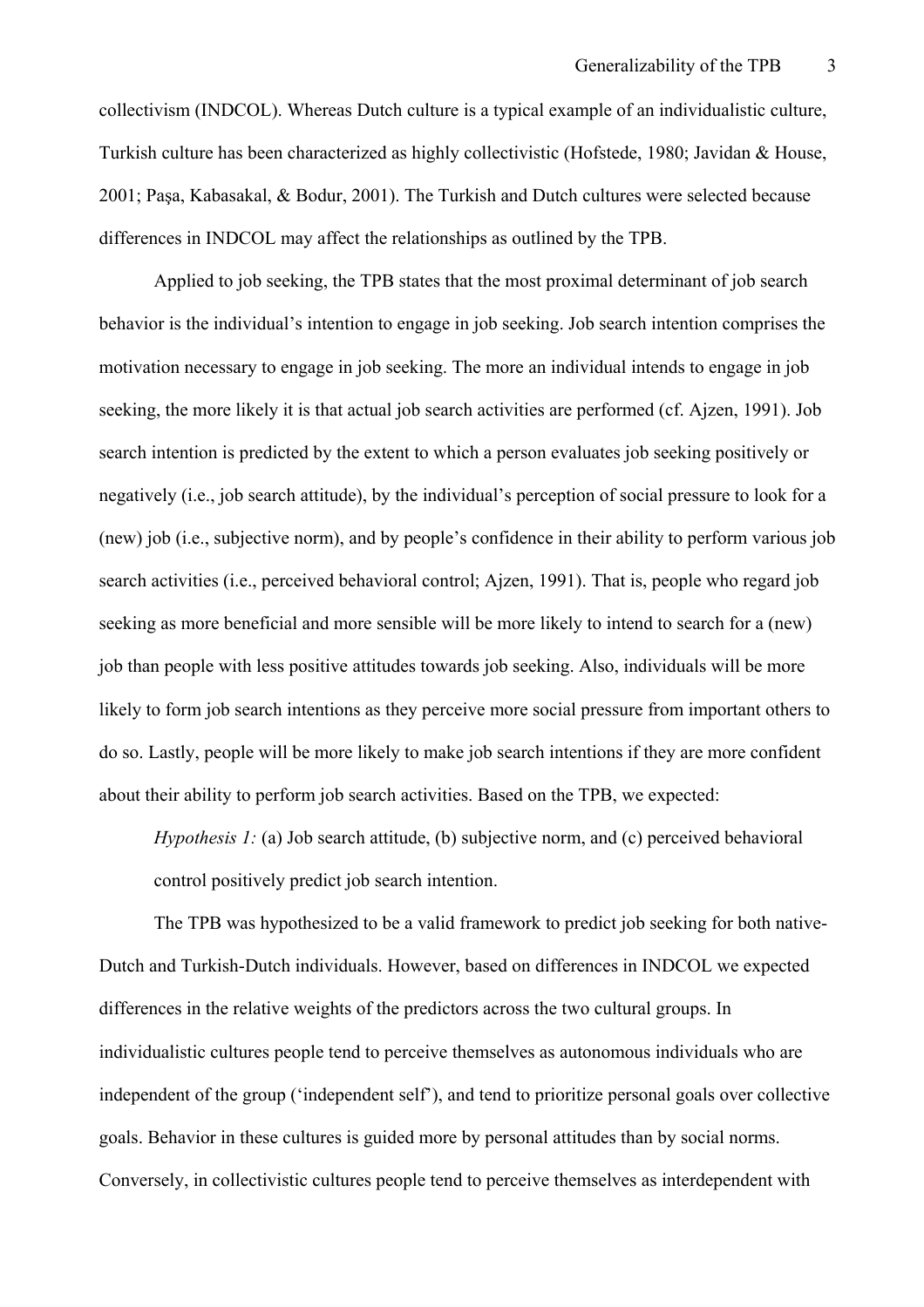collectivism (INDCOL). Whereas Dutch culture is a typical example of an individualistic culture, Turkish culture has been characterized as highly collectivistic (Hofstede, 1980; Javidan & House, 2001; Paşa, Kabasakal, & Bodur, 2001). The Turkish and Dutch cultures were selected because differences in INDCOL may affect the relationships as outlined by the TPB.

Applied to job seeking, the TPB states that the most proximal determinant of job search behavior is the individual's intention to engage in job seeking. Job search intention comprises the motivation necessary to engage in job seeking. The more an individual intends to engage in job seeking, the more likely it is that actual job search activities are performed (cf. Ajzen, 1991). Job search intention is predicted by the extent to which a person evaluates job seeking positively or negatively (i.e., job search attitude), by the individual's perception of social pressure to look for a (new) job (i.e., subjective norm), and by people's confidence in their ability to perform various job search activities (i.e., perceived behavioral control; Ajzen, 1991). That is, people who regard job seeking as more beneficial and more sensible will be more likely to intend to search for a (new) job than people with less positive attitudes towards job seeking. Also, individuals will be more likely to form job search intentions as they perceive more social pressure from important others to do so. Lastly, people will be more likely to make job search intentions if they are more confident about their ability to perform job search activities. Based on the TPB, we expected:

*Hypothesis 1:* (a) Job search attitude, (b) subjective norm, and (c) perceived behavioral control positively predict job search intention.

The TPB was hypothesized to be a valid framework to predict job seeking for both native-Dutch and Turkish-Dutch individuals. However, based on differences in INDCOL we expected differences in the relative weights of the predictors across the two cultural groups. In individualistic cultures people tend to perceive themselves as autonomous individuals who are independent of the group ('independent self'), and tend to prioritize personal goals over collective goals. Behavior in these cultures is guided more by personal attitudes than by social norms. Conversely, in collectivistic cultures people tend to perceive themselves as interdependent with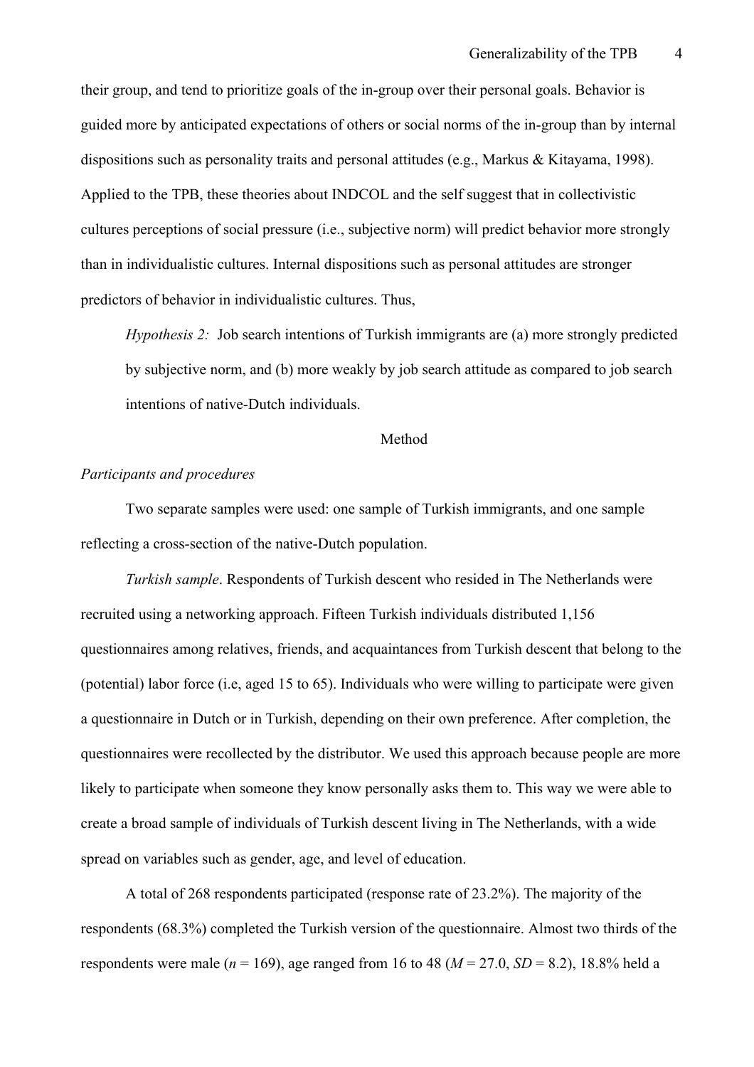their group, and tend to prioritize goals of the in-group over their personal goals. Behavior is guided more by anticipated expectations of others or social norms of the in-group than by internal dispositions such as personality traits and personal attitudes (e.g., Markus & Kitayama, 1998). Applied to the TPB, these theories about INDCOL and the self suggest that in collectivistic cultures perceptions of social pressure (i.e., subjective norm) will predict behavior more strongly than in individualistic cultures. Internal dispositions such as personal attitudes are stronger predictors of behavior in individualistic cultures. Thus,

*Hypothesis 2:* Job search intentions of Turkish immigrants are (a) more strongly predicted by subjective norm, and (b) more weakly by job search attitude as compared to job search intentions of native-Dutch individuals.

## Method

### *Participants and procedures*

Two separate samples were used: one sample of Turkish immigrants, and one sample reflecting a cross-section of the native-Dutch population.

*Turkish sample*. Respondents of Turkish descent who resided in The Netherlands were recruited using a networking approach. Fifteen Turkish individuals distributed 1,156 questionnaires among relatives, friends, and acquaintances from Turkish descent that belong to the (potential) labor force (i.e, aged 15 to 65). Individuals who were willing to participate were given a questionnaire in Dutch or in Turkish, depending on their own preference. After completion, the questionnaires were recollected by the distributor. We used this approach because people are more likely to participate when someone they know personally asks them to. This way we were able to create a broad sample of individuals of Turkish descent living in The Netherlands, with a wide spread on variables such as gender, age, and level of education.

A total of 268 respondents participated (response rate of 23.2%). The majority of the respondents (68.3%) completed the Turkish version of the questionnaire. Almost two thirds of the respondents were male ($n$ = 169), age ranged from 16 to 48 ($M$ = 27.0, $SD$ = 8.2), 18.8% held a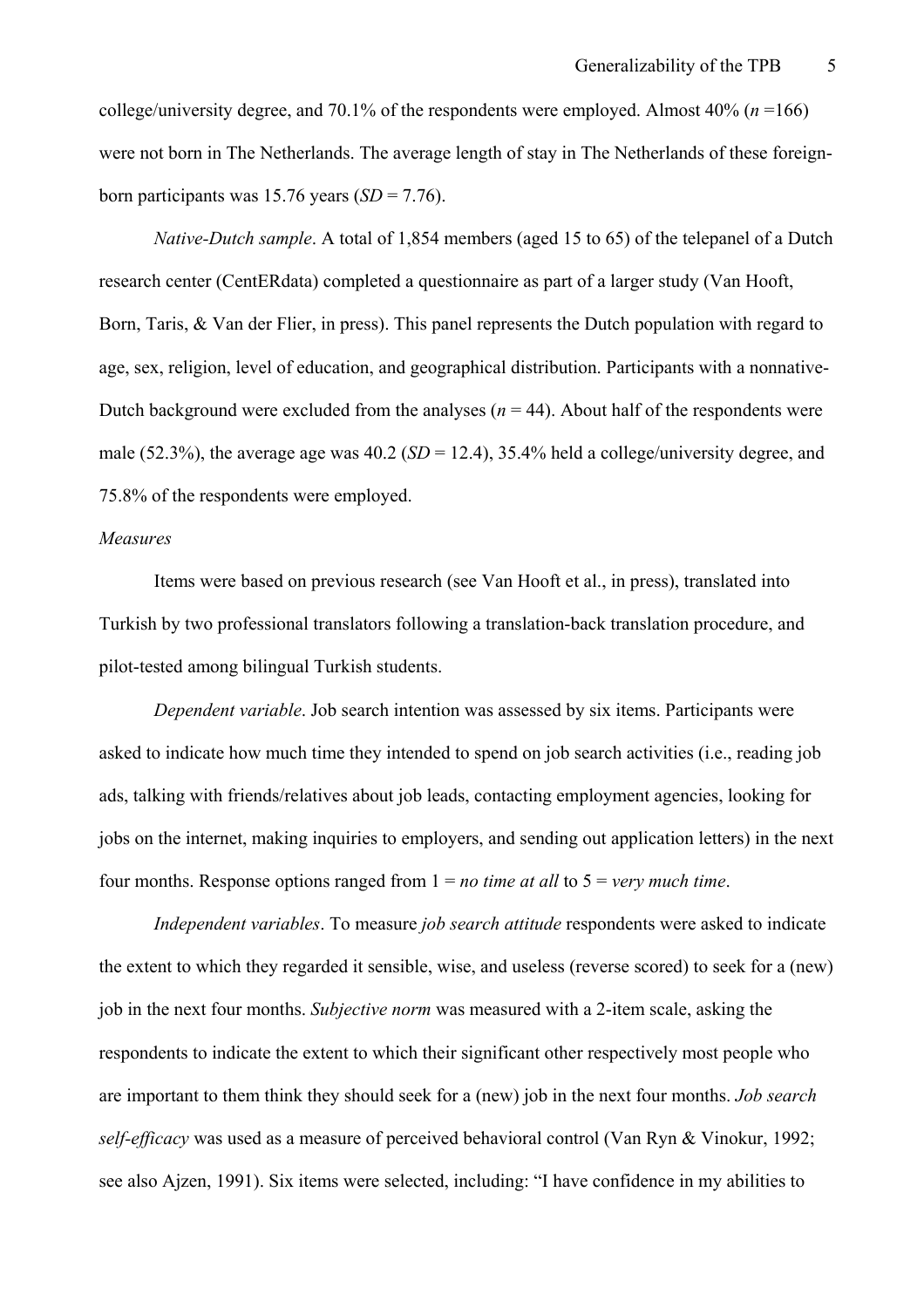college/university degree, and 70.1% of the respondents were employed. Almost 40% (*n* =166) were not born in The Netherlands. The average length of stay in The Netherlands of these foreign-born participants was 15.76 years (*SD* = 7.76).

*Native-Dutch sample*. A total of 1,854 members (aged 15 to 65) of the telepanel of a Dutch research center (CentERdata) completed a questionnaire as part of a larger study (Van Hooft, Born, Taris, & Van der Flier, in press). This panel represents the Dutch population with regard to age, sex, religion, level of education, and geographical distribution. Participants with a nonnative-Dutch background were excluded from the analyses (*n* = 44). About half of the respondents were male (52.3%), the average age was 40.2 (*SD* = 12.4), 35.4% held a college/university degree, and 75.8% of the respondents were employed.

*Measures*

Items were based on previous research (see Van Hooft et al., in press), translated into Turkish by two professional translators following a translation-back translation procedure, and pilot-tested among bilingual Turkish students.

*Dependent variable*. Job search intention was assessed by six items. Participants were asked to indicate how much time they intended to spend on job search activities (i.e., reading job ads, talking with friends/relatives about job leads, contacting employment agencies, looking for jobs on the internet, making inquiries to employers, and sending out application letters) in the next four months. Response options ranged from 1 = *no time at all* to 5 = *very much time*.

*Independent variables*. To measure *job search attitude* respondents were asked to indicate the extent to which they regarded it sensible, wise, and useless (reverse scored) to seek for a (new) job in the next four months. *Subjective norm* was measured with a 2-item scale, asking the respondents to indicate the extent to which their significant other respectively most people who are important to them think they should seek for a (new) job in the next four months. *Job search self-efficacy* was used as a measure of perceived behavioral control (Van Ryn & Vinokur, 1992; see also Ajzen, 1991). Six items were selected, including: "I have confidence in my abilities to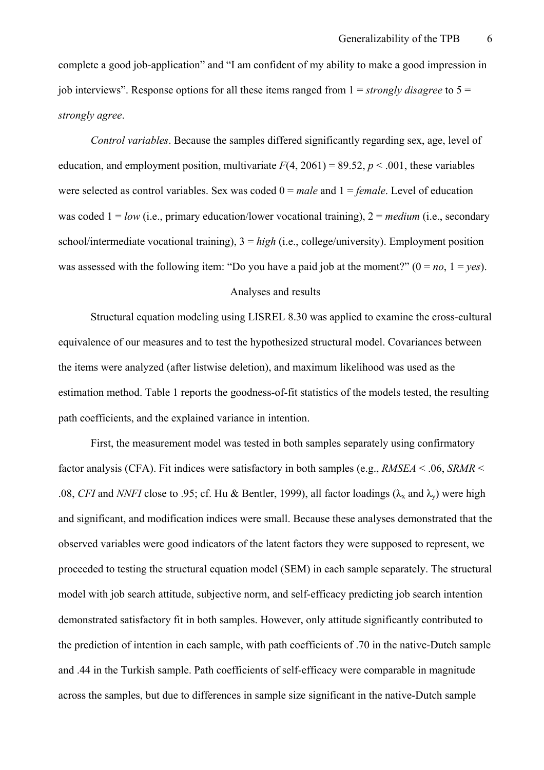complete a good job-application" and "I am confident of my ability to make a good impression in job interviews". Response options for all these items ranged from 1 = *strongly disagree* to 5 = *strongly agree*.

*Control variables*. Because the samples differed significantly regarding sex, age, level of education, and employment position, multivariate $F(4, 2061) = 89.52$, $p < .001$, these variables were selected as control variables. Sex was coded 0 = *male* and 1 = *female*. Level of education was coded 1 = *low* (i.e., primary education/lower vocational training), 2 = *medium* (i.e., secondary school/intermediate vocational training), 3 = *high* (i.e., college/university). Employment position was assessed with the following item: "Do you have a paid job at the moment?" (0 = *no*, 1 = *yes*).

## Analyses and results

Structural equation modeling using LISREL 8.30 was applied to examine the cross-cultural equivalence of our measures and to test the hypothesized structural model. Covariances between the items were analyzed (after listwise deletion), and maximum likelihood was used as the estimation method. Table 1 reports the goodness-of-fit statistics of the models tested, the resulting path coefficients, and the explained variance in intention.

First, the measurement model was tested in both samples separately using confirmatory factor analysis (CFA). Fit indices were satisfactory in both samples (e.g., *RMSEA* < .06, *SRMR* < .08, *CFI* and *NNFI* close to .95; cf. Hu & Bentler, 1999), all factor loadings ($\lambda_x$ and $\lambda_y$) were high and significant, and modification indices were small. Because these analyses demonstrated that the observed variables were good indicators of the latent factors they were supposed to represent, we proceeded to testing the structural equation model (SEM) in each sample separately. The structural model with job search attitude, subjective norm, and self-efficacy predicting job search intention demonstrated satisfactory fit in both samples. However, only attitude significantly contributed to the prediction of intention in each sample, with path coefficients of .70 in the native-Dutch sample and .44 in the Turkish sample. Path coefficients of self-efficacy were comparable in magnitude across the samples, but due to differences in sample size significant in the native-Dutch sample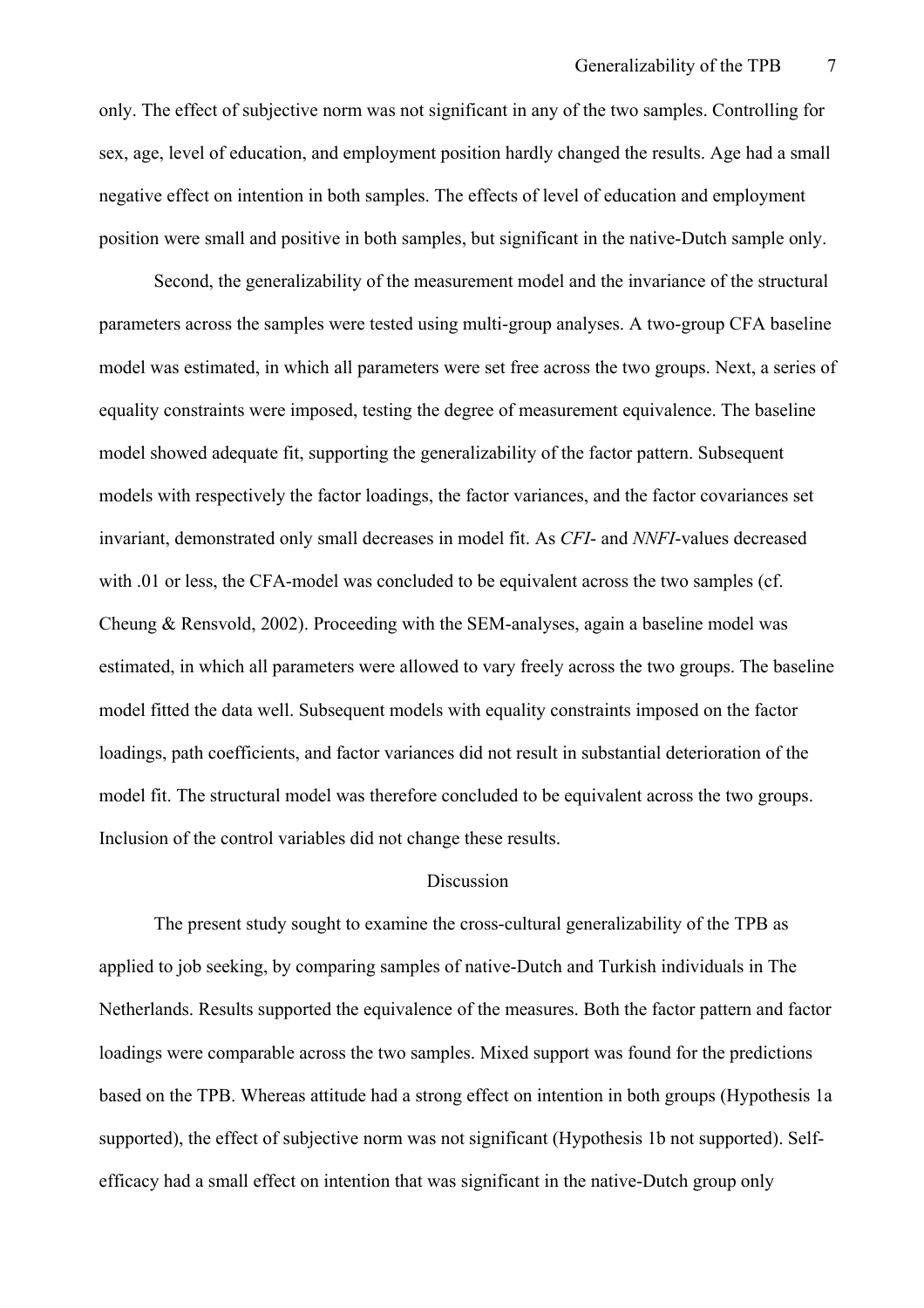only. The effect of subjective norm was not significant in any of the two samples. Controlling for sex, age, level of education, and employment position hardly changed the results. Age had a small negative effect on intention in both samples. The effects of level of education and employment position were small and positive in both samples, but significant in the native-Dutch sample only.

Second, the generalizability of the measurement model and the invariance of the structural parameters across the samples were tested using multi-group analyses. A two-group CFA baseline model was estimated, in which all parameters were set free across the two groups. Next, a series of equality constraints were imposed, testing the degree of measurement equivalence. The baseline model showed adequate fit, supporting the generalizability of the factor pattern. Subsequent models with respectively the factor loadings, the factor variances, and the factor covariances set invariant, demonstrated only small decreases in model fit. As *CFI*- and *NNFI*-values decreased with .01 or less, the CFA-model was concluded to be equivalent across the two samples (cf. Cheung & Rensvold, 2002). Proceeding with the SEM-analyses, again a baseline model was estimated, in which all parameters were allowed to vary freely across the two groups. The baseline model fitted the data well. Subsequent models with equality constraints imposed on the factor loadings, path coefficients, and factor variances did not result in substantial deterioration of the model fit. The structural model was therefore concluded to be equivalent across the two groups. Inclusion of the control variables did not change these results.

## Discussion

The present study sought to examine the cross-cultural generalizability of the TPB as applied to job seeking, by comparing samples of native-Dutch and Turkish individuals in The Netherlands. Results supported the equivalence of the measures. Both the factor pattern and factor loadings were comparable across the two samples. Mixed support was found for the predictions based on the TPB. Whereas attitude had a strong effect on intention in both groups (Hypothesis 1a supported), the effect of subjective norm was not significant (Hypothesis 1b not supported). Self-efficacy had a small effect on intention that was significant in the native-Dutch group only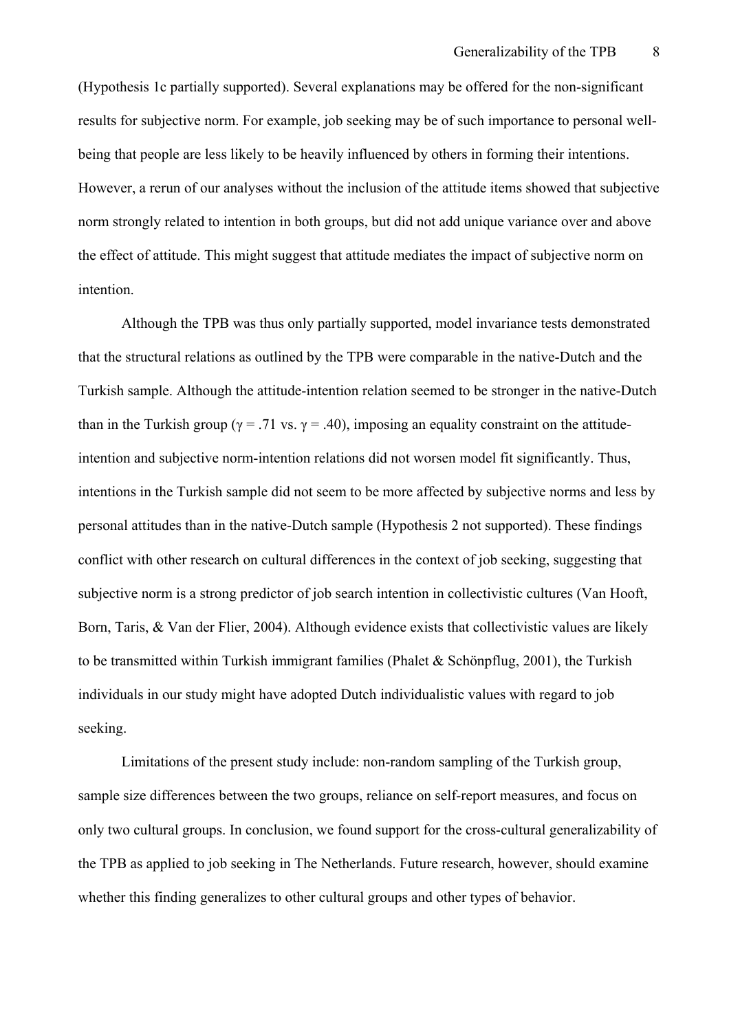(Hypothesis 1c partially supported). Several explanations may be offered for the non-significant results for subjective norm. For example, job seeking may be of such importance to personal well-being that people are less likely to be heavily influenced by others in forming their intentions. However, a rerun of our analyses without the inclusion of the attitude items showed that subjective norm strongly related to intention in both groups, but did not add unique variance over and above the effect of attitude. This might suggest that attitude mediates the impact of subjective norm on intention.

Although the TPB was thus only partially supported, model invariance tests demonstrated that the structural relations as outlined by the TPB were comparable in the native-Dutch and the Turkish sample. Although the attitude-intention relation seemed to be stronger in the native-Dutch than in the Turkish group ($\gamma = .71$ vs. $\gamma = .40$), imposing an equality constraint on the attitude-intention and subjective norm-intention relations did not worsen model fit significantly. Thus, intentions in the Turkish sample did not seem to be more affected by subjective norms and less by personal attitudes than in the native-Dutch sample (Hypothesis 2 not supported). These findings conflict with other research on cultural differences in the context of job seeking, suggesting that subjective norm is a strong predictor of job search intention in collectivistic cultures (Van Hooft, Born, Taris, & Van der Flier, 2004). Although evidence exists that collectivistic values are likely to be transmitted within Turkish immigrant families (Phalet & Schönpflug, 2001), the Turkish individuals in our study might have adopted Dutch individualistic values with regard to job seeking.

Limitations of the present study include: non-random sampling of the Turkish group, sample size differences between the two groups, reliance on self-report measures, and focus on only two cultural groups. In conclusion, we found support for the cross-cultural generalizability of the TPB as applied to job seeking in The Netherlands. Future research, however, should examine whether this finding generalizes to other cultural groups and other types of behavior.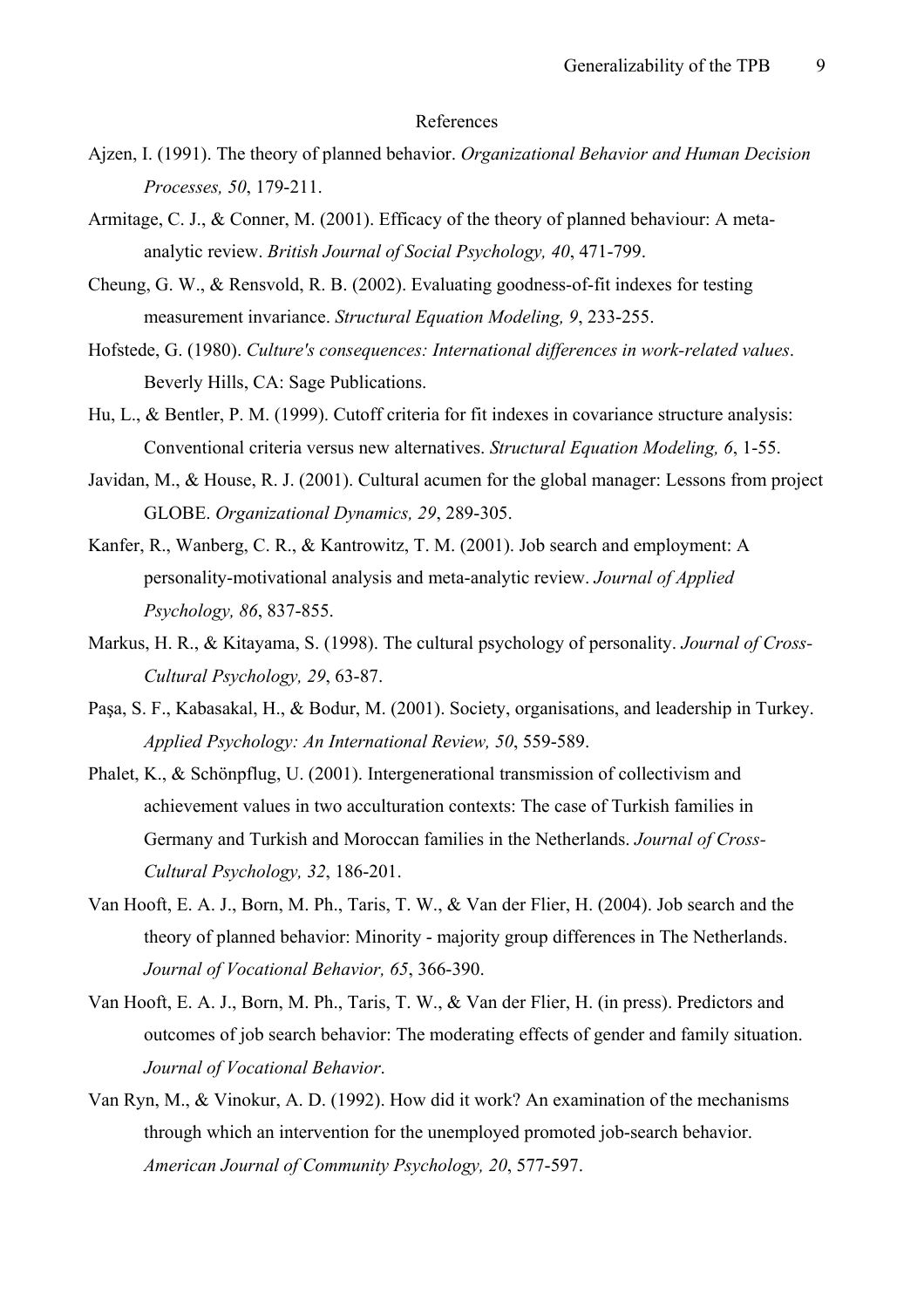# References

Ajzen, I. (1991). The theory of planned behavior. *Organizational Behavior and Human Decision Processes, 50*, 179-211.

Armitage, C. J., & Conner, M. (2001). Efficacy of the theory of planned behaviour: A meta-analytic review. *British Journal of Social Psychology, 40*, 471-799.

Cheung, G. W., & Rensvold, R. B. (2002). Evaluating goodness-of-fit indexes for testing measurement invariance. *Structural Equation Modeling, 9*, 233-255.

Hofstede, G. (1980). *Culture's consequences: International differences in work-related values*. Beverly Hills, CA: Sage Publications.

Hu, L., & Bentler, P. M. (1999). Cutoff criteria for fit indexes in covariance structure analysis: Conventional criteria versus new alternatives. *Structural Equation Modeling, 6*, 1-55.

Javidan, M., & House, R. J. (2001). Cultural acumen for the global manager: Lessons from project GLOBE. *Organizational Dynamics, 29*, 289-305.

Kanfer, R., Wanberg, C. R., & Kantrowitz, T. M. (2001). Job search and employment: A personality-motivational analysis and meta-analytic review. *Journal of Applied Psychology, 86*, 837-855.

Markus, H. R., & Kitayama, S. (1998). The cultural psychology of personality. *Journal of Cross-Cultural Psychology, 29*, 63-87.

Paşa, S. F., Kabasakal, H., & Bodur, M. (2001). Society, organisations, and leadership in Turkey. *Applied Psychology: An International Review, 50*, 559-589.

Phalet, K., & Schönpflug, U. (2001). Intergenerational transmission of collectivism and achievement values in two acculturation contexts: The case of Turkish families in Germany and Turkish and Moroccan families in the Netherlands. *Journal of Cross-Cultural Psychology, 32*, 186-201.

Van Hooft, E. A. J., Born, M. Ph., Taris, T. W., & Van der Flier, H. (2004). Job search and the theory of planned behavior: Minority - majority group differences in The Netherlands. *Journal of Vocational Behavior, 65*, 366-390.

Van Hooft, E. A. J., Born, M. Ph., Taris, T. W., & Van der Flier, H. (in press). Predictors and outcomes of job search behavior: The moderating effects of gender and family situation. *Journal of Vocational Behavior*.

Van Ryn, M., & Vinokur, A. D. (1992). How did it work? An examination of the mechanisms through which an intervention for the unemployed promoted job-search behavior. *American Journal of Community Psychology, 20*, 577-597.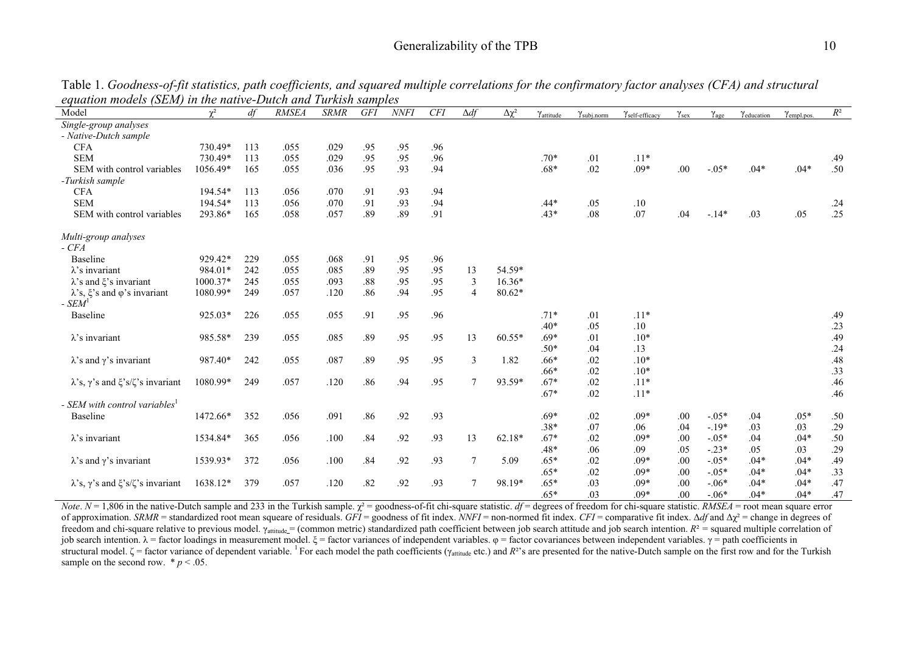Table 1. *Goodness-of-fit statistics, path coefficients, and squared multiple correlations for the confirmatory factor analyses (CFA) and structural equation models (SEM) in the native-Dutch and Turkish samples*

| Model | $\chi^2$ | *df* | *RMSEA* | *SRMR* | *GFI* | *NNFI* | *CFI* | $\Delta df$ | $\Delta\chi^2$ | $\gamma_{attitude}$ | $\gamma_{subj.norm}$ | $\gamma_{self\text{-}efficacy}$ | $\gamma_{sex}$ | $\gamma_{age}$ | $\gamma_{education}$ | $\gamma_{empl.pos.}$ | $R^2$ |
|---|---|---|---|---|---|---|---|---|---|---|---|---|---|---|---|---|---|
| *Single-group analyses* | | | | | | | | | | | | | | | | | |
| *- Native-Dutch sample* | | | | | | | | | | | | | | | | | |
| CFA | 730.49* | 113 | .055 | .029 | .95 | .95 | .96 | | | | | | | | | | |
| SEM | 730.49* | 113 | .055 | .029 | .95 | .95 | .96 | | | .70* | .01 | .11* | | | | | .49 |
| SEM with control variables | 1056.49* | 165 | .055 | .036 | .95 | .93 | .94 | | | .68* | .02 | .09* | .00 | -.05* | .04* | .04* | .50 |
| *-Turkish sample* | | | | | | | | | | | | | | | | | |
| CFA | 194.54* | 113 | .056 | .070 | .91 | .93 | .94 | | | | | | | | | | |
| SEM | 194.54* | 113 | .056 | .070 | .91 | .93 | .94 | | | .44* | .05 | .10 | | | | | .24 |
| SEM with control variables | 293.86* | 165 | .058 | .057 | .89 | .89 | .91 | | | .43* | .08 | .07 | .04 | -.14* | .03 | .05 | .25 |
| *Multi-group analyses* | | | | | | | | | | | | | | | | | |
| *- CFA* | | | | | | | | | | | | | | | | | |
| Baseline | 929.42* | 229 | .055 | .068 | .91 | .95 | .96 | | | | | | | | | | |
| λ's invariant | 984.01* | 242 | .055 | .085 | .89 | .95 | .95 | 13 | 54.59* | | | | | | | | |
| λ's and ξ's invariant | 1000.37* | 245 | .055 | .093 | .88 | .95 | .95 | 3 | 16.36* | | | | | | | | |
| λ's, ξ's and φ's invariant | 1080.99* | 249 | .057 | .120 | .86 | .94 | .95 | 4 | 80.62* | | | | | | | | |
| *- SEM*[1] | | | | | | | | | | | | | | | | | |
| Baseline | 925.03* | 226 | .055 | .055 | .91 | .95 | .96 | | | .71* | .01 | .11* | | | | | .49 |
| | | | | | | | | | | .40* | .05 | .10 | | | | | .23 |
| λ's invariant | 985.58* | 239 | .055 | .085 | .89 | .95 | .95 | 13 | 60.55* | .69* | .01 | .10* | | | | | .49 |
| | | | | | | | | | | .50* | .04 | .13 | | | | | .24 |
| λ's and γ's invariant | 987.40* | 242 | .055 | .087 | .89 | .95 | .95 | 3 | 1.82 | .66* | .02 | .10* | | | | | .48 |
| | | | | | | | | | | .66* | .02 | .10* | | | | | .33 |
| λ's, γ's and ξ's/ζ's invariant | 1080.99* | 249 | .057 | .120 | .86 | .94 | .95 | 7 | 93.59* | .67* | .02 | .11* | | | | | .46 |
| | | | | | | | | | | .67* | .02 | .11* | | | | | .46 |
| *- SEM with control variables*[1] | | | | | | | | | | | | | | | | | |
| Baseline | 1472.66* | 352 | .056 | .091 | .86 | .92 | .93 | | | .69* | .02 | .09* | .00 | -.05* | .04 | .05* | .50 |
| | | | | | | | | | | .38* | .07 | .06 | .04 | -.19* | .03 | .03 | .29 |
| λ's invariant | 1534.84* | 365 | .056 | .100 | .84 | .92 | .93 | 13 | 62.18* | .67* | .02 | .09* | .00 | -.05* | .04 | .04* | .50 |
| | | | | | | | | | | .48* | .06 | .09 | .05 | -.23* | .05 | .03 | .29 |
| λ's and γ's invariant | 1539.93* | 372 | .056 | .100 | .84 | .92 | .93 | 7 | 5.09 | .65* | .02 | .09* | .00 | -.05* | .04* | .04* | .49 |
| | | | | | | | | | | .65* | .02 | .09* | .00 | -.05* | .04* | .04* | .33 |
| λ's, γ's and ξ's/ζ's invariant | 1638.12* | 379 | .057 | .120 | .82 | .92 | .93 | 7 | 98.19* | .65* | .03 | .09* | .00 | -.06* | .04* | .04* | .47 |
| | | | | | | | | | | .65* | .03 | .09* | .00 | -.06* | .04* | .04* | .47 |

*Note*. $N$ = 1,806 in the native-Dutch sample and 233 in the Turkish sample. $\chi^2$ = goodness-of-fit chi-square statistic. *df* = degrees of freedom for chi-square statistic. *RMSEA* = root mean square error of approximation. *SRMR* = standardized root mean squeare of residuals. *GFI* = goodness of fit index. *NNFI* = non-normed fit index. *CFI* = comparative fit index. $\Delta df$ and $\Delta\chi^2$ = change in degrees of freedom and chi-square relative to previous model. $\gamma_{attitude}$ = (common metric) standardized path coefficient between job search attitude and job search intention. $R^2$ = squared multiple correlation of job search intention. λ = factor loadings in measurement model. ξ = factor variances of independent variables. φ = factor covariances between independent variables. γ = path coefficients in structural model. ζ = factor variance of dependent variable. [1] For each model the path coefficients ($\gamma_{attitude}$ etc.) and $R^2$'s are presented for the native-Dutch sample on the first row and for the Turkish sample on the second row. * $p < .05$.